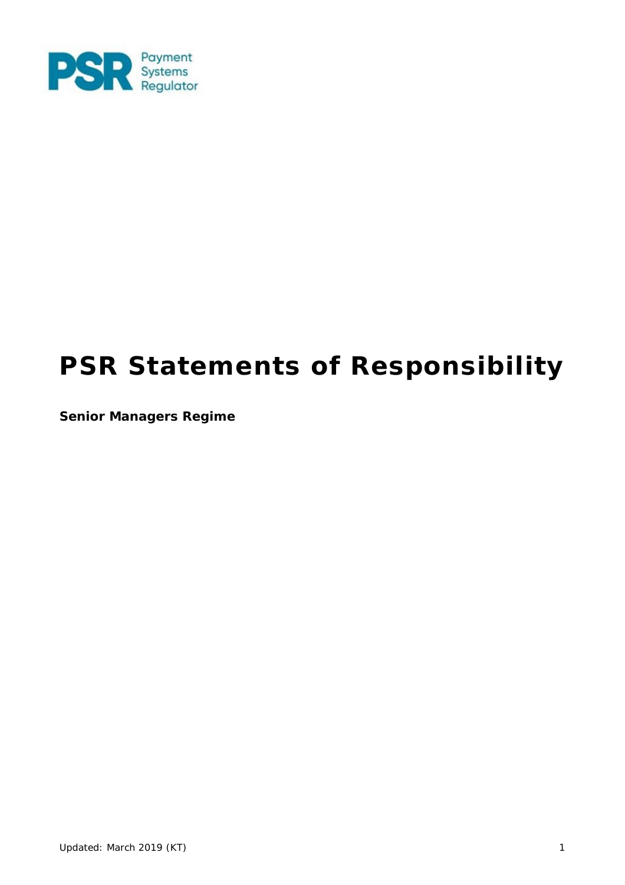Payment Systems Regulator

# PSR Statements of Responsibility

**Senior Managers Regime**

Updated: March 2019 (KT)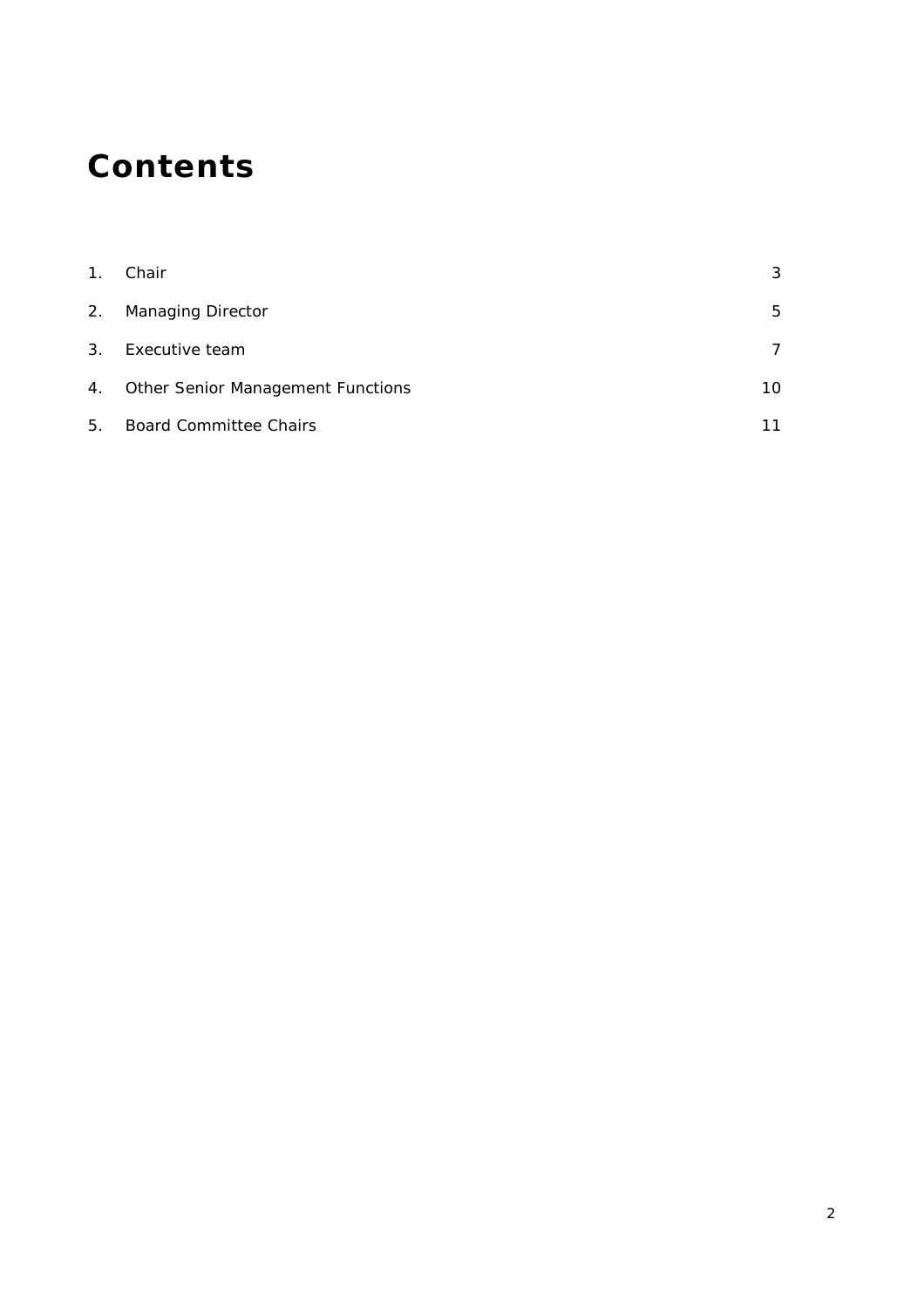# Contents

| | | |
|---|---|---|
| 1. | Chair | 3 |
| 2. | Managing Director | 5 |
| 3. | Executive team | 7 |
| 4. | Other Senior Management Functions | 10 |
| 5. | Board Committee Chairs | 11 |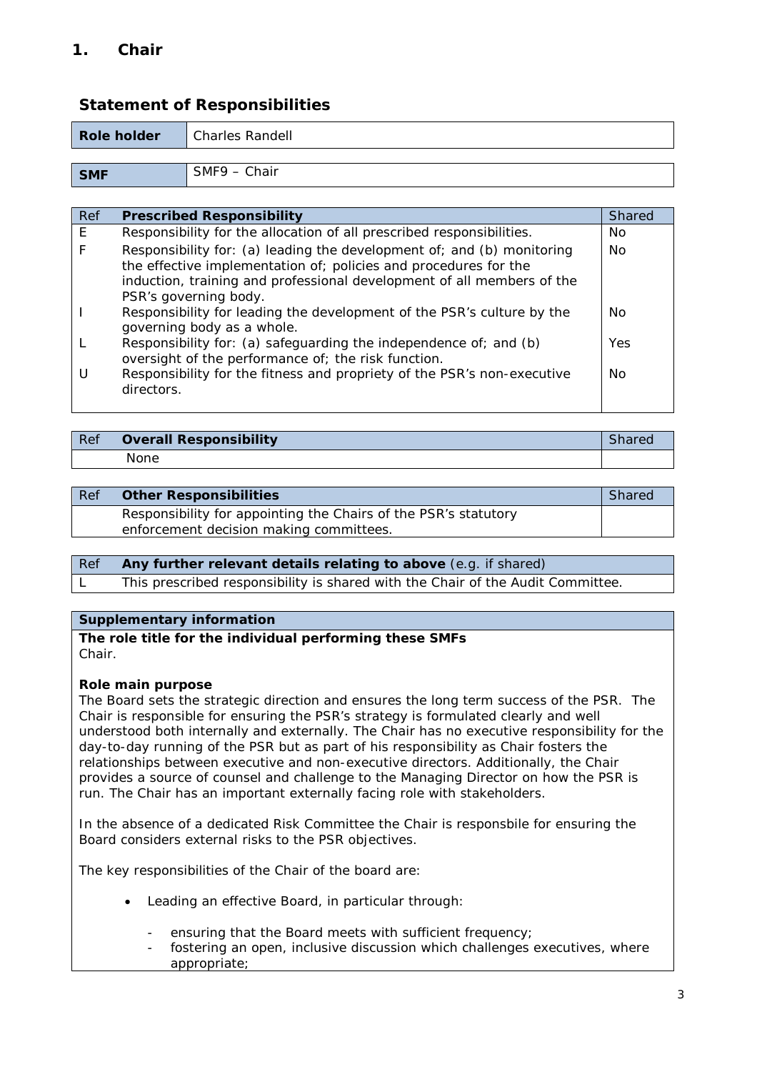## 1. Chair

### Statement of Responsibilities

| Role holder | Charles Randell |
|---|---|

| SMF | SMF9 – Chair |
|---|---|

| Ref | Prescribed Responsibility | Shared |
|---|---|---|
| E | Responsibility for the allocation of all prescribed responsibilities. | No |
| F | Responsibility for: (a) leading the development of; and (b) monitoring the effective implementation of; policies and procedures for the induction, training and professional development of all members of the PSR's governing body. | No |
| I | Responsibility for leading the development of the PSR's culture by the governing body as a whole. | No |
| L | Responsibility for: (a) safeguarding the independence of; and (b) oversight of the performance of; the risk function. | Yes |
| U | Responsibility for the fitness and propriety of the PSR's non-executive directors. | No |

| Ref | Overall Responsibility | Shared |
|---|---|---|
| | None | |

| Ref | Other Responsibilities | Shared |
|---|---|---|
| | Responsibility for appointing the Chairs of the PSR's statutory enforcement decision making committees. | |

| Ref | Any further relevant details relating to above (e.g. if shared) |
|---|---|
| L | This prescribed responsibility is shared with the Chair of the Audit Committee. |

**Supplementary information**

**The role title for the individual performing these SMFs**
Chair.

**Role main purpose**
The Board sets the strategic direction and ensures the long term success of the PSR. The Chair is responsible for ensuring the PSR's strategy is formulated clearly and well understood both internally and externally. The Chair has no executive responsibility for the day-to-day running of the PSR but as part of his responsibility as Chair fosters the relationships between executive and non-executive directors. Additionally, the Chair provides a source of counsel and challenge to the Managing Director on how the PSR is run. The Chair has an important externally facing role with stakeholders.

In the absence of a dedicated Risk Committee the Chair is responsbile for ensuring the Board considers external risks to the PSR objectives.

The key responsibilities of the Chair of the board are:

- Leading an effective Board, in particular through:
  - ensuring that the Board meets with sufficient frequency;
  - fostering an open, inclusive discussion which challenges executives, where appropriate;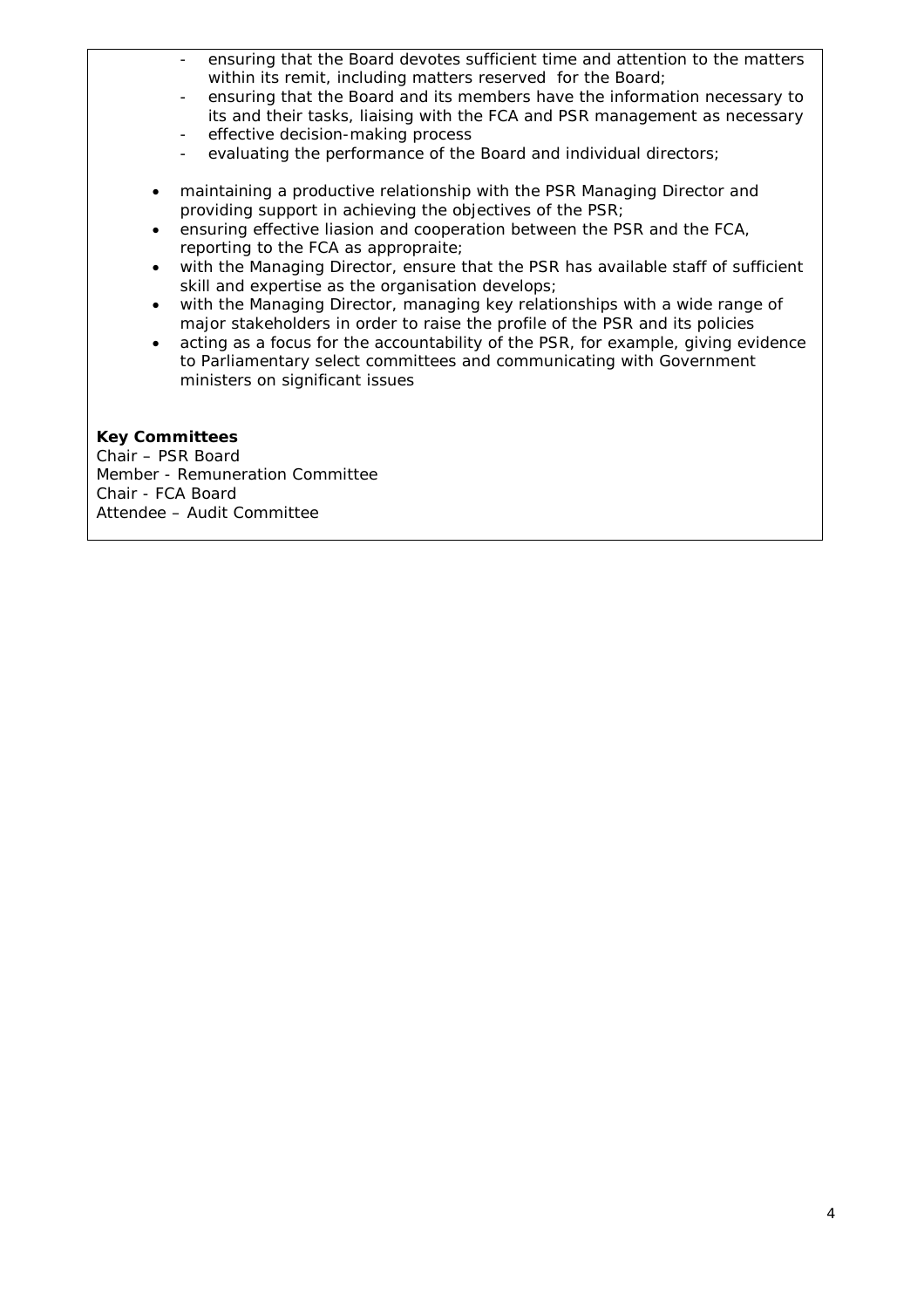- ensuring that the Board devotes sufficient time and attention to the matters within its remit, including matters reserved  for the Board;
  - ensuring that the Board and its members have the information necessary to its and their tasks, liaising with the FCA and PSR management as necessary
  - effective decision-making process
  - evaluating the performance of the Board and individual directors;

- maintaining a productive relationship with the PSR Managing Director and providing support in achieving the objectives of the PSR;
- ensuring effective liasion and cooperation between the PSR and the FCA, reporting to the FCA as appropraite;
- with the Managing Director, ensure that the PSR has available staff of sufficient skill and expertise as the organisation develops;
- with the Managing Director, managing key relationships with a wide range of major stakeholders in order to raise the profile of the PSR and its policies
- acting as a focus for the accountability of the PSR, for example, giving evidence to Parliamentary select committees and communicating with Government ministers on significant issues

**Key Committees**

Chair – PSR Board
Member - Remuneration Committee
Chair - FCA Board
Attendee – Audit Committee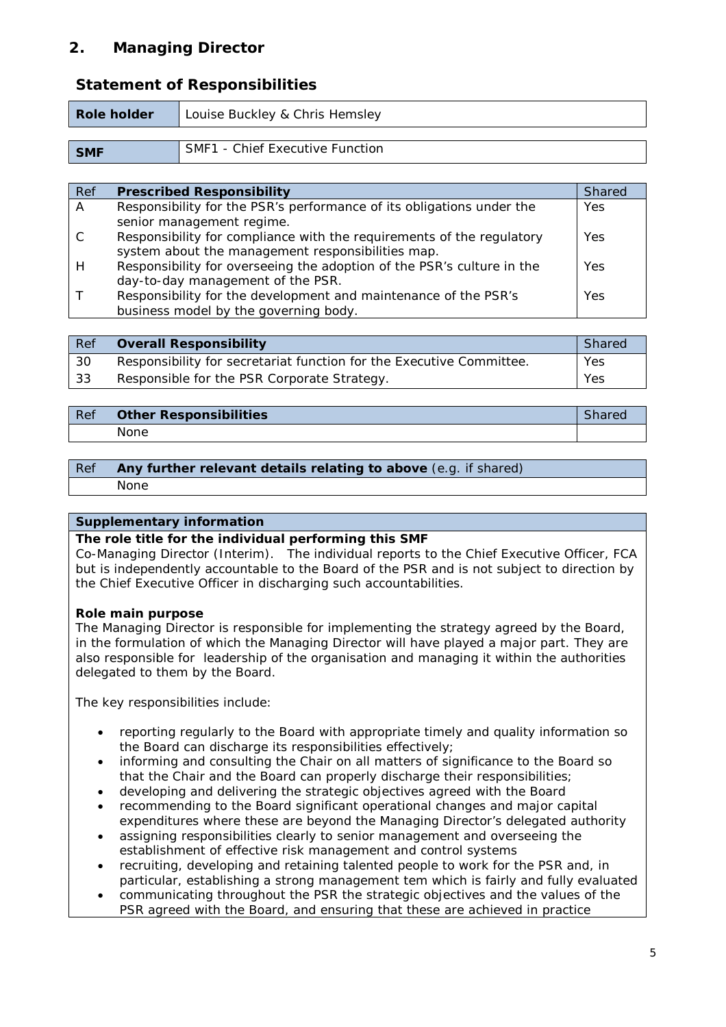## 2. Managing Director

### Statement of Responsibilities

| Role holder | Louise Buckley & Chris Hemsley |
|---|---|

| SMF | SMF1 - Chief Executive Function |
|---|---|

| Ref | Prescribed Responsibility | Shared |
|---|---|---|
| A | Responsibility for the PSR's performance of its obligations under the senior management regime. | Yes |
| C | Responsibility for compliance with the requirements of the regulatory system about the management responsibilities map. | Yes |
| H | Responsibility for overseeing the adoption of the PSR's culture in the day-to-day management of the PSR. | Yes |
| T | Responsibility for the development and maintenance of the PSR's business model by the governing body. | Yes |

| Ref | Overall Responsibility | Shared |
|---|---|---|
| 30 | Responsibility for secretariat function for the Executive Committee. | Yes |
| 33 | Responsible for the PSR Corporate Strategy. | Yes |

| Ref | Other Responsibilities | Shared |
|---|---|---|
| | None | |

| Ref | **Any further relevant details relating to above** (e.g. if shared) |
|---|---|
| | None |

**Supplementary information**

**The role title for the individual performing this SMF**
Co-Managing Director (Interim). The individual reports to the Chief Executive Officer, FCA but is independently accountable to the Board of the PSR and is not subject to direction by the Chief Executive Officer in discharging such accountabilities.

**Role main purpose**
The Managing Director is responsible for implementing the strategy agreed by the Board, in the formulation of which the Managing Director will have played a major part. They are also responsible for leadership of the organisation and managing it within the authorities delegated to them by the Board.

The key responsibilities include:

- reporting regularly to the Board with appropriate timely and quality information so the Board can discharge its responsibilities effectively;
- informing and consulting the Chair on all matters of significance to the Board so that the Chair and the Board can properly discharge their responsibilities;
- developing and delivering the strategic objectives agreed with the Board
- recommending to the Board significant operational changes and major capital expenditures where these are beyond the Managing Director's delegated authority
- assigning responsibilities clearly to senior management and overseeing the establishment of effective risk management and control systems
- recruiting, developing and retaining talented people to work for the PSR and, in particular, establishing a strong management tem which is fairly and fully evaluated
- communicating throughout the PSR the strategic objectives and the values of the PSR agreed with the Board, and ensuring that these are achieved in practice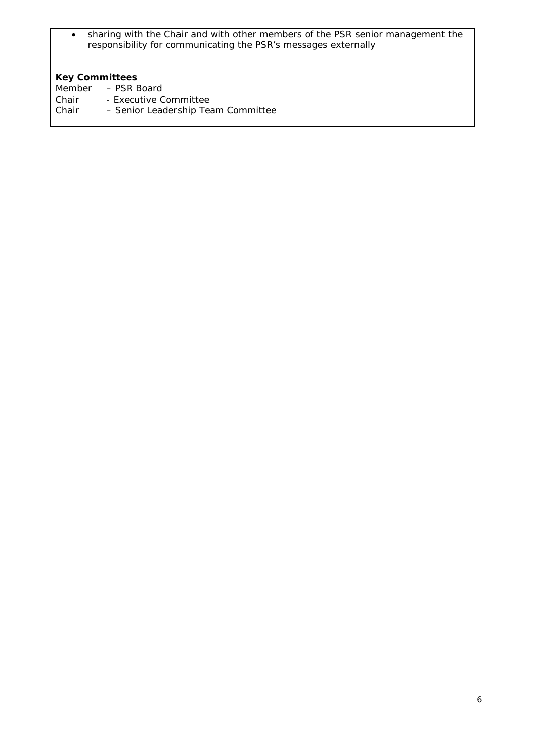- sharing with the Chair and with other members of the PSR senior management the responsibility for communicating the PSR's messages externally

**Key Committees**

Member – PSR Board  
Chair - Executive Committee  
Chair – Senior Leadership Team Committee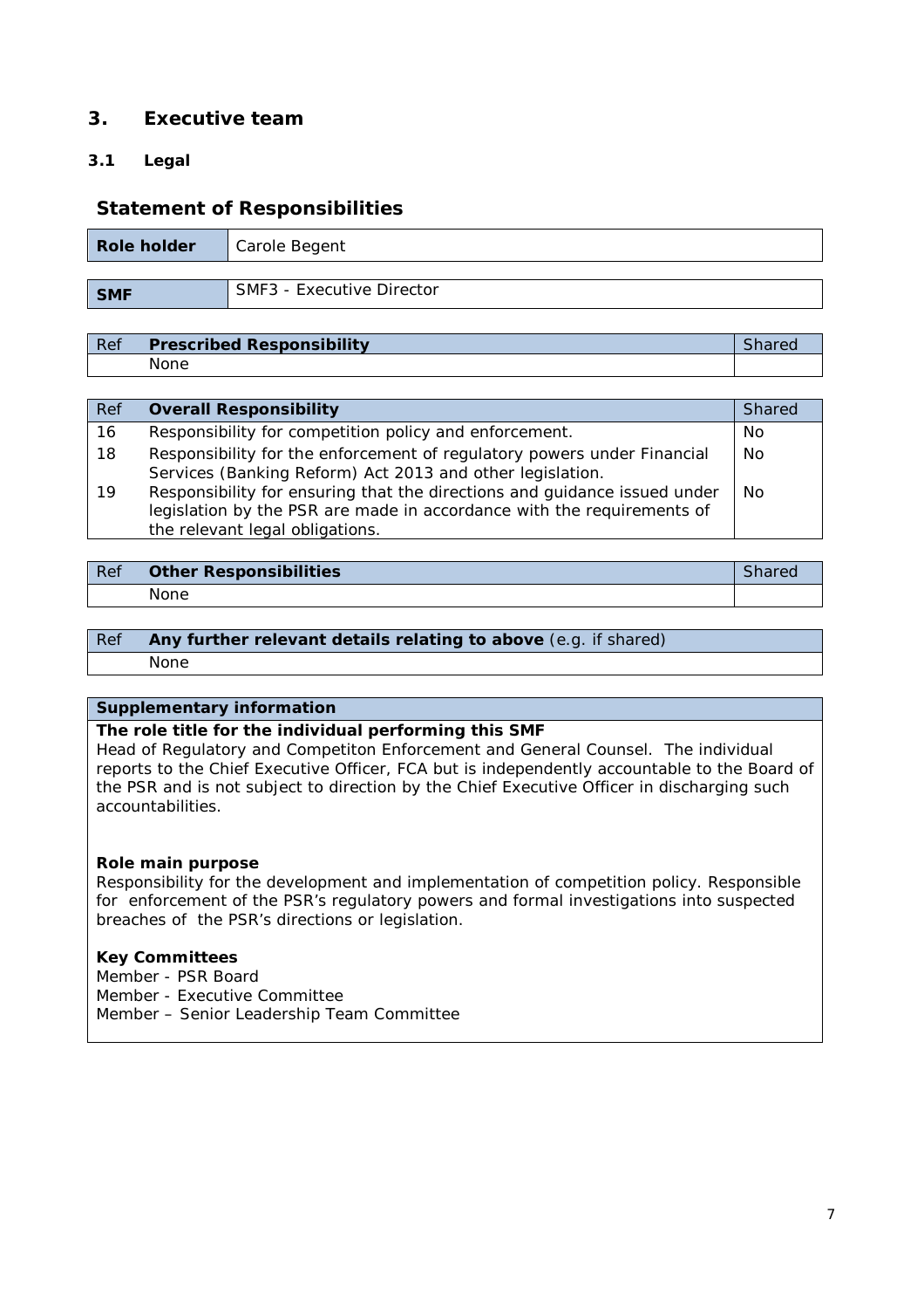## 3. Executive team

### 3.1 Legal

## Statement of Responsibilities

| Role holder | Carole Begent |
|---|---|

| SMF | SMF3 - Executive Director |
|---|---|

| Ref | Prescribed Responsibility | Shared |
|---|---|---|
| | None | |

| Ref | Overall Responsibility | Shared |
|---|---|---|
| 16 | Responsibility for competition policy and enforcement. | No |
| 18 | Responsibility for the enforcement of regulatory powers under Financial Services (Banking Reform) Act 2013 and other legislation. | No |
| 19 | Responsibility for ensuring that the directions and guidance issued under legislation by the PSR are made in accordance with the requirements of the relevant legal obligations. | No |

| Ref | Other Responsibilities | Shared |
|---|---|---|
| | None | |

| Ref | **Any further relevant details relating to above** (e.g. if shared) |
|---|---|
| | None |

**Supplementary information**

**The role title for the individual performing this SMF**

Head of Regulatory and Competiton Enforcement and General Counsel. The individual reports to the Chief Executive Officer, FCA but is independently accountable to the Board of the PSR and is not subject to direction by the Chief Executive Officer in discharging such accountabilities.

**Role main purpose**

Responsibility for the development and implementation of competition policy. Responsible for enforcement of the PSR's regulatory powers and formal investigations into suspected breaches of the PSR's directions or legislation.

**Key Committees**

Member - PSR Board
Member - Executive Committee
Member – Senior Leadership Team Committee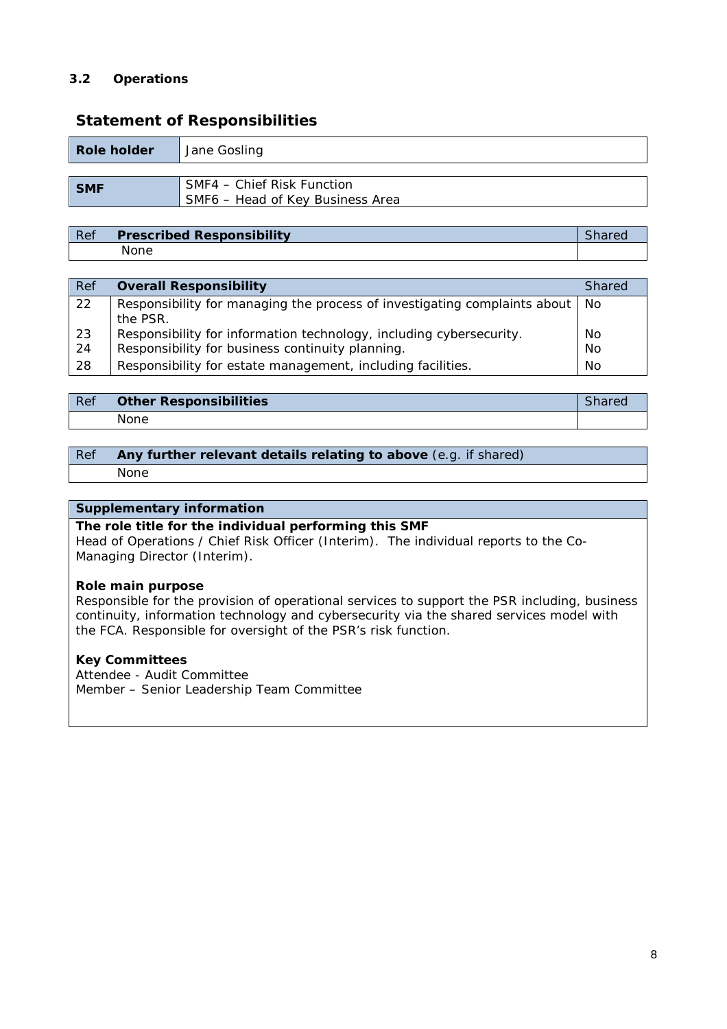### 3.2 Operations

## Statement of Responsibilities

| **Role holder** | Jane Gosling |
|---|---|

| **SMF** | SMF4 – Chief Risk Function<br>SMF6 – Head of Key Business Area |
|---|---|

| Ref | **Prescribed Responsibility** | Shared |
|---|---|---|
| | None | |

| Ref | **Overall Responsibility** | Shared |
|---|---|---|
| 22 | Responsibility for managing the process of investigating complaints about the PSR. | No |
| 23 | Responsibility for information technology, including cybersecurity. | No |
| 24 | Responsibility for business continuity planning. | No |
| 28 | Responsibility for estate management, including facilities. | No |

| Ref | **Other Responsibilities** | Shared |
|---|---|---|
| | None | |

| Ref | **Any further relevant details relating to above** (e.g. if shared) |
|---|---|
| | None |

**Supplementary information**

**The role title for the individual performing this SMF**
Head of Operations / Chief Risk Officer (Interim). The individual reports to the Co-Managing Director (Interim).

**Role main purpose**
Responsible for the provision of operational services to support the PSR including, business continuity, information technology and cybersecurity via the shared services model with the FCA. Responsible for oversight of the PSR's risk function.

**Key Committees**
Attendee - Audit Committee
Member – Senior Leadership Team Committee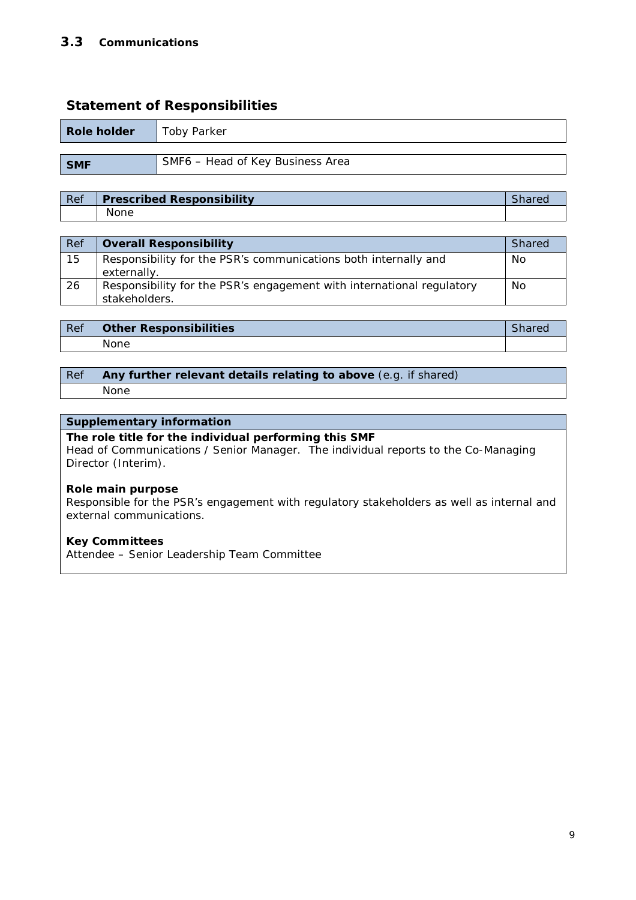## 3.3 Communications

### Statement of Responsibilities

| **Role holder** | Toby Parker |
|---|---|

| **SMF** | SMF6 – Head of Key Business Area |
|---|---|

| Ref | **Prescribed Responsibility** | Shared |
|---|---|---|
| | None | |

| Ref | **Overall Responsibility** | Shared |
|---|---|---|
| 15 | Responsibility for the PSR's communications both internally and externally. | No |
| 26 | Responsibility for the PSR's engagement with international regulatory stakeholders. | No |

| Ref | **Other Responsibilities** | Shared |
|---|---|---|
| | None | |

| Ref | **Any further relevant details relating to above** (e.g. if shared) |
|---|---|
| | None |

**Supplementary information**

**The role title for the individual performing this SMF**
Head of Communications / Senior Manager. The individual reports to the Co-Managing Director (Interim).

**Role main purpose**
Responsible for the PSR's engagement with regulatory stakeholders as well as internal and external communications.

**Key Committees**
Attendee – Senior Leadership Team Committee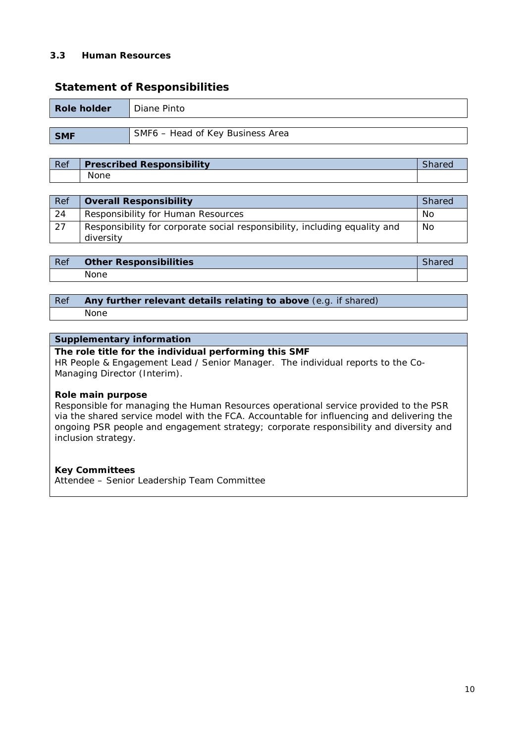### 3.3 Human Resources

## Statement of Responsibilities

| **Role holder** | Diane Pinto |
|---|---|

| **SMF** | SMF6 – Head of Key Business Area |
|---|---|

| Ref | **Prescribed Responsibility** | Shared |
|---|---|---|
| | None | |

| Ref | **Overall Responsibility** | Shared |
|---|---|---|
| 24 | Responsibility for Human Resources | No |
| 27 | Responsibility for corporate social responsibility, including equality and diversity | No |

| Ref | **Other Responsibilities** | Shared |
|---|---|---|
| | None | |

| Ref | **Any further relevant details relating to above** (e.g. if shared) |
|---|---|
| | None |

**Supplementary information**

**The role title for the individual performing this SMF**
HR People & Engagement Lead / Senior Manager. The individual reports to the Co-Managing Director (Interim).

**Role main purpose**
Responsible for managing the Human Resources operational service provided to the PSR via the shared service model with the FCA. Accountable for influencing and delivering the ongoing PSR people and engagement strategy; corporate responsibility and diversity and inclusion strategy.

**Key Committees**
Attendee – Senior Leadership Team Committee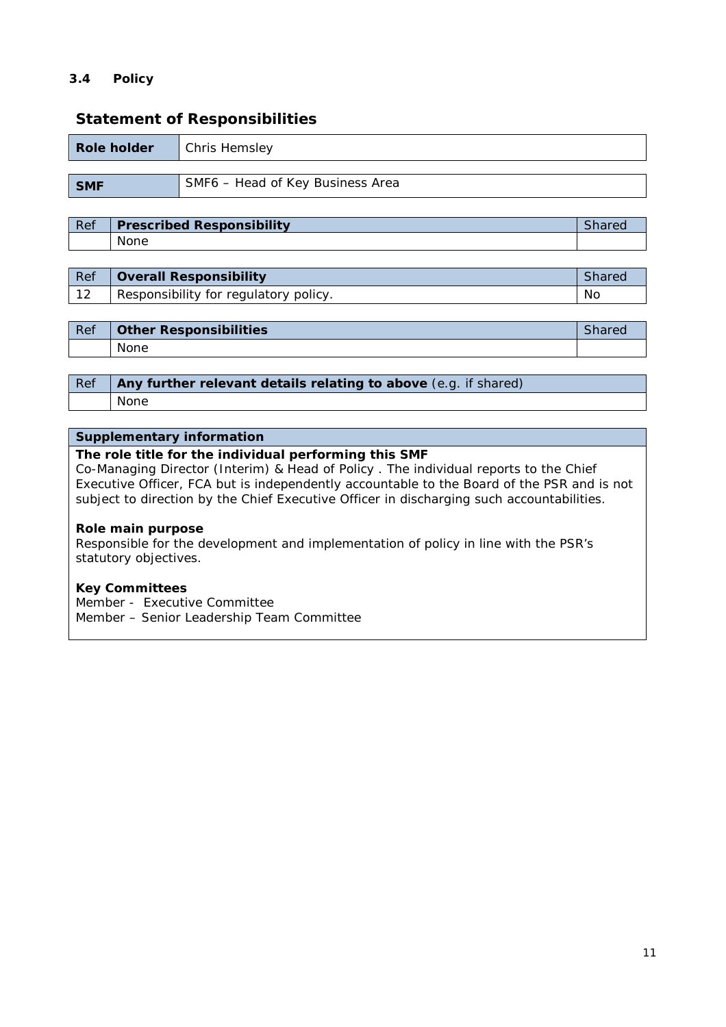### 3.4 Policy

## Statement of Responsibilities

| **Role holder** | Chris Hemsley |
|---|---|

| **SMF** | SMF6 – Head of Key Business Area |
|---|---|

| Ref | **Prescribed Responsibility** | Shared |
|---|---|---|
| | None | |

| Ref | **Overall Responsibility** | Shared |
|---|---|---|
| 12 | Responsibility for regulatory policy. | No |

| Ref | **Other Responsibilities** | Shared |
|---|---|---|
| | None | |

| Ref | **Any further relevant details relating to above** (e.g. if shared) |
|---|---|
| | None |

**Supplementary information**

**The role title for the individual performing this SMF**
Co-Managing Director (Interim) & Head of Policy . The individual reports to the Chief Executive Officer, FCA but is independently accountable to the Board of the PSR and is not subject to direction by the Chief Executive Officer in discharging such accountabilities.

**Role main purpose**
Responsible for the development and implementation of policy in line with the PSR's statutory objectives.

**Key Committees**
Member - Executive Committee
Member – Senior Leadership Team Committee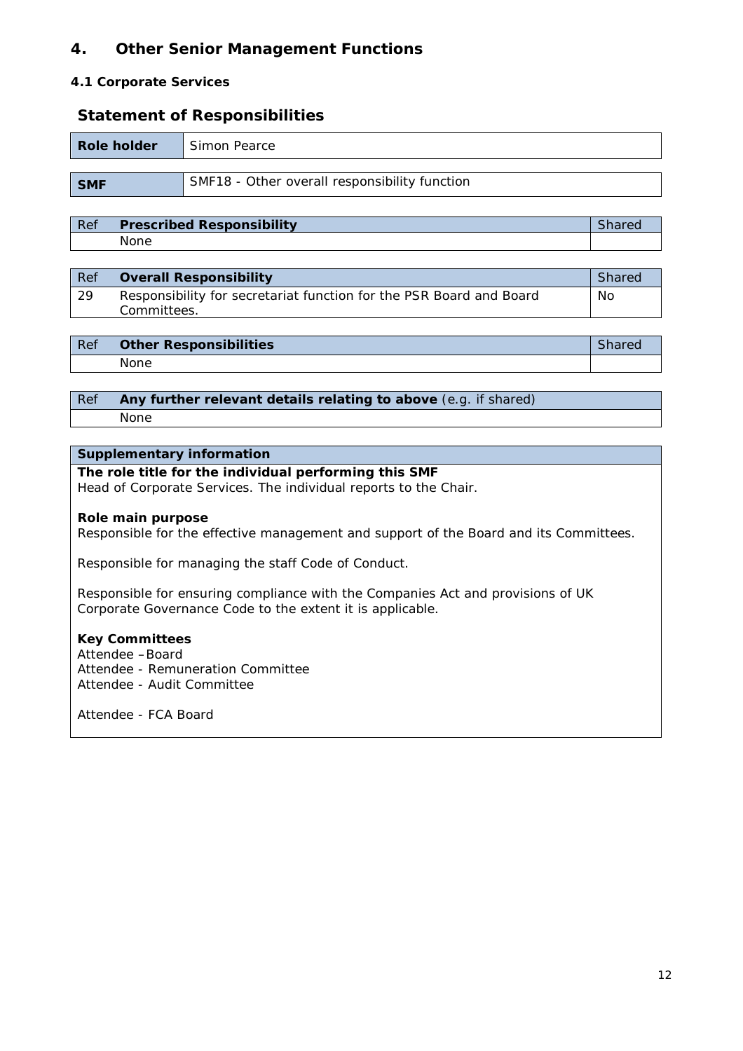# 4. Other Senior Management Functions

### 4.1 Corporate Services

## Statement of Responsibilities

| **Role holder** | Simon Pearce |
|---|---|

| **SMF** | SMF18 - Other overall responsibility function |
|---|---|

| Ref | **Prescribed Responsibility** | Shared |
|---|---|---|
| | None | |

| Ref | **Overall Responsibility** | Shared |
|---|---|---|
| 29 | Responsibility for secretariat function for the PSR Board and Board Committees. | No |

| Ref | **Other Responsibilities** | Shared |
|---|---|---|
| | None | |

| Ref | **Any further relevant details relating to above** (e.g. if shared) |
|---|---|
| | None |

**Supplementary information**

**The role title for the individual performing this SMF**
Head of Corporate Services. The individual reports to the Chair.

**Role main purpose**
Responsible for the effective management and support of the Board and its Committees.

Responsible for managing the staff Code of Conduct.

Responsible for ensuring compliance with the Companies Act and provisions of UK Corporate Governance Code to the extent it is applicable.

**Key Committees**
Attendee – Board
Attendee - Remuneration Committee
Attendee - Audit Committee

Attendee - FCA Board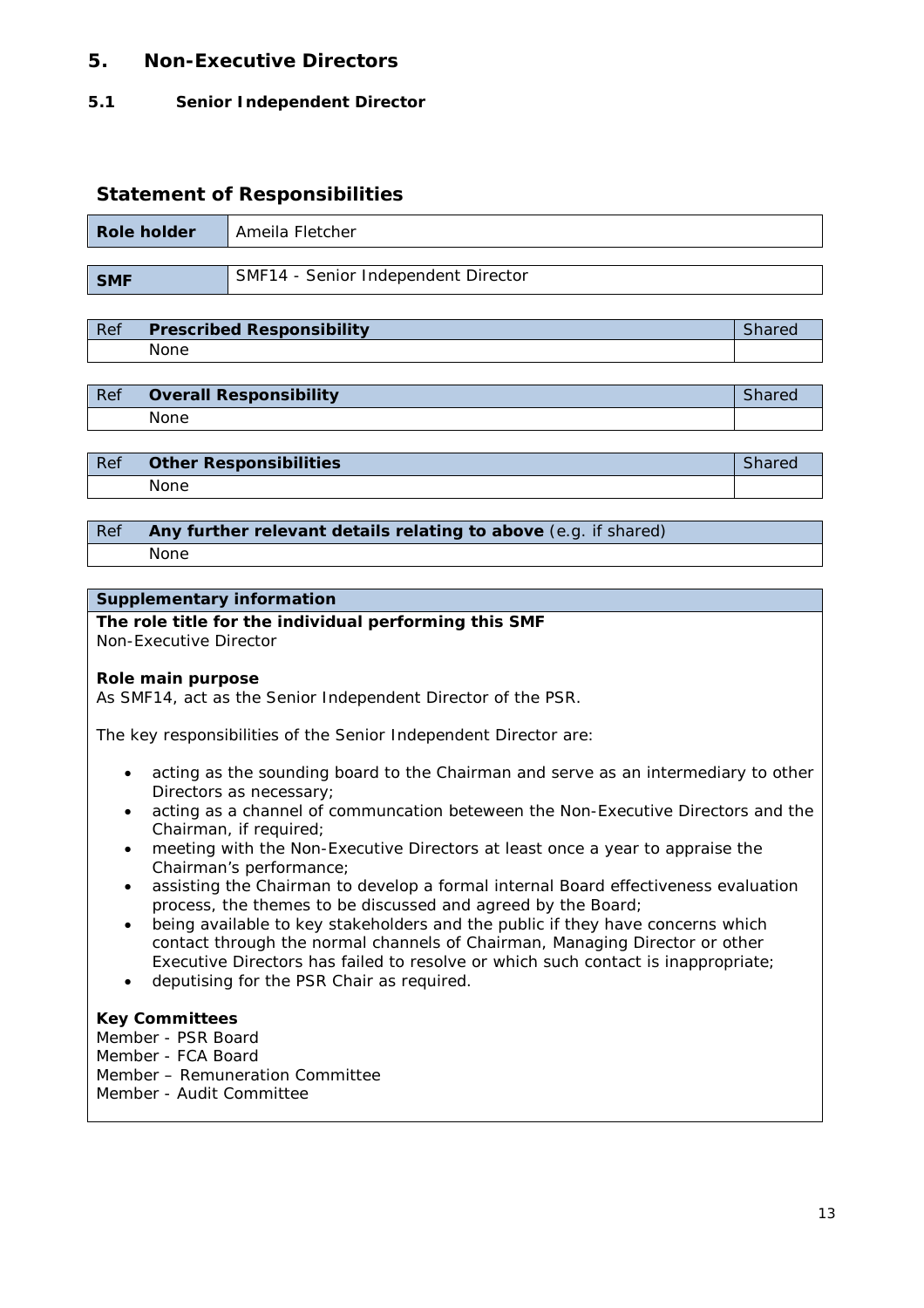## 5. Non-Executive Directors

### 5.1 Senior Independent Director

### Statement of Responsibilities

| **Role holder** | Ameila Fletcher |
|---|---|

| **SMF** | SMF14 - Senior Independent Director |
|---|---|

| Ref | **Prescribed Responsibility** | Shared |
|---|---|---|
| | None | |

| Ref | **Overall Responsibility** | Shared |
|---|---|---|
| | None | |

| Ref | **Other Responsibilities** | Shared |
|---|---|---|
| | None | |

| Ref | **Any further relevant details relating to above** (e.g. if shared) |
|---|---|
| | None |

**Supplementary information**

**The role title for the individual performing this SMF**
Non-Executive Director

**Role main purpose**
As SMF14, act as the Senior Independent Director of the PSR.

The key responsibilities of the Senior Independent Director are:

- acting as the sounding board to the Chairman and serve as an intermediary to other Directors as necessary;
- acting as a channel of communcation beteween the Non-Executive Directors and the Chairman, if required;
- meeting with the Non-Executive Directors at least once a year to appraise the Chairman's performance;
- assisting the Chairman to develop a formal internal Board effectiveness evaluation process, the themes to be discussed and agreed by the Board;
- being available to key stakeholders and the public if they have concerns which contact through the normal channels of Chairman, Managing Director or other Executive Directors has failed to resolve or which such contact is inappropriate;
- deputising for the PSR Chair as required.

**Key Committees**
Member - PSR Board
Member - FCA Board
Member – Remuneration Committee
Member - Audit Committee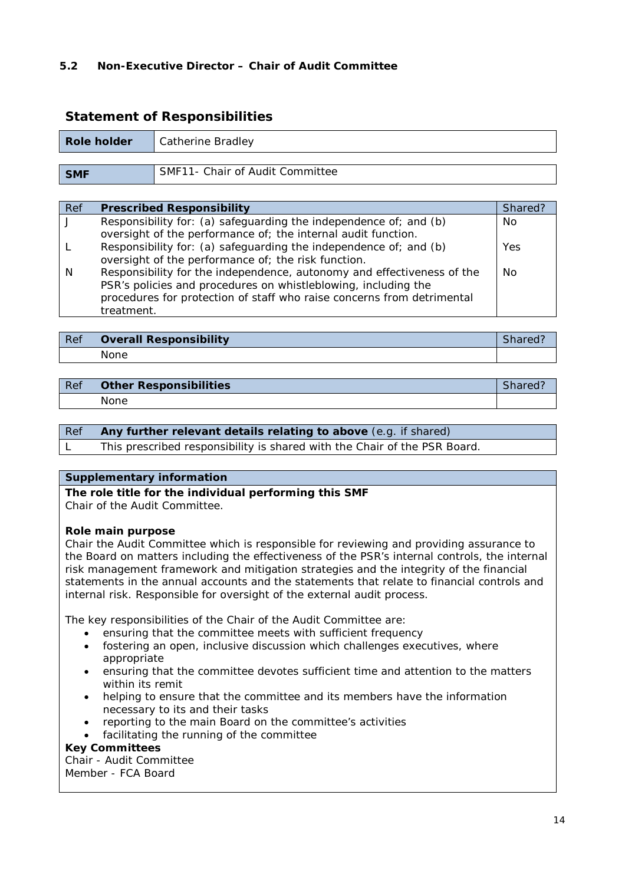### 5.2 Non-Executive Director – Chair of Audit Committee

## Statement of Responsibilities

| **Role holder** | Catherine Bradley |
|---|---|

| **SMF** | SMF11- Chair of Audit Committee |
|---|---|

| Ref | **Prescribed Responsibility** | Shared? |
|---|---|---|
| J | Responsibility for: (a) safeguarding the independence of; and (b) oversight of the performance of; the internal audit function. | No |
| L | Responsibility for: (a) safeguarding the independence of; and (b) oversight of the performance of; the risk function. | Yes |
| N | Responsibility for the independence, autonomy and effectiveness of the PSR's policies and procedures on whistleblowing, including the procedures for protection of staff who raise concerns from detrimental treatment. | No |

| Ref | **Overall Responsibility** | Shared? |
|---|---|---|
| | None | |

| Ref | **Other Responsibilities** | Shared? |
|---|---|---|
| | None | |

| Ref | **Any further relevant details relating to above** (e.g. if shared) |
|---|---|
| L | This prescribed responsibility is shared with the Chair of the PSR Board. |

**Supplementary information**

**The role title for the individual performing this SMF**
Chair of the Audit Committee.

**Role main purpose**
Chair the Audit Committee which is responsible for reviewing and providing assurance to the Board on matters including the effectiveness of the PSR's internal controls, the internal risk management framework and mitigation strategies and the integrity of the financial statements in the annual accounts and the statements that relate to financial controls and internal risk. Responsible for oversight of the external audit process.

The key responsibilities of the Chair of the Audit Committee are:

- ensuring that the committee meets with sufficient frequency
- fostering an open, inclusive discussion which challenges executives, where appropriate
- ensuring that the committee devotes sufficient time and attention to the matters within its remit
- helping to ensure that the committee and its members have the information necessary to its and their tasks
- reporting to the main Board on the committee's activities
- facilitating the running of the committee

**Key Committees**
Chair - Audit Committee
Member - FCA Board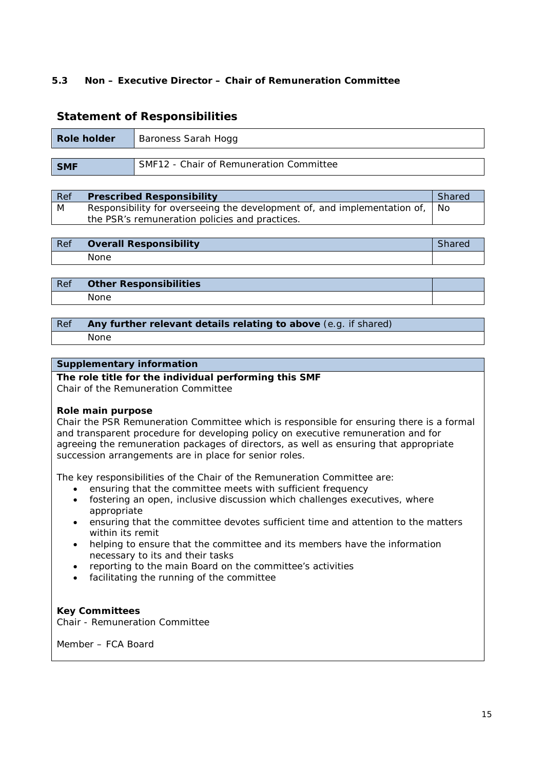### 5.3 Non – Executive Director – Chair of Remuneration Committee

## Statement of Responsibilities

| **Role holder** | Baroness Sarah Hogg |
|---|---|

| **SMF** | SMF12 - Chair of Remuneration Committee |
|---|---|

| Ref | **Prescribed Responsibility** | Shared |
|---|---|---|
| M | Responsibility for overseeing the development of, and implementation of, the PSR's remuneration policies and practices. | No |

| Ref | **Overall Responsibility** | Shared |
|---|---|---|
| | None | |

| Ref | **Other Responsibilities** | |
|---|---|---|
| | None | |

| Ref | **Any further relevant details relating to above** (e.g. if shared) |
|---|---|
| | None |

**Supplementary information**

**The role title for the individual performing this SMF**
Chair of the Remuneration Committee

**Role main purpose**
Chair the PSR Remuneration Committee which is responsible for ensuring there is a formal and transparent procedure for developing policy on executive remuneration and for agreeing the remuneration packages of directors, as well as ensuring that appropriate succession arrangements are in place for senior roles.

The key responsibilities of the Chair of the Remuneration Committee are:

- ensuring that the committee meets with sufficient frequency
- fostering an open, inclusive discussion which challenges executives, where appropriate
- ensuring that the committee devotes sufficient time and attention to the matters within its remit
- helping to ensure that the committee and its members have the information necessary to its and their tasks
- reporting to the main Board on the committee's activities
- facilitating the running of the committee

**Key Committees**
Chair - Remuneration Committee

Member – FCA Board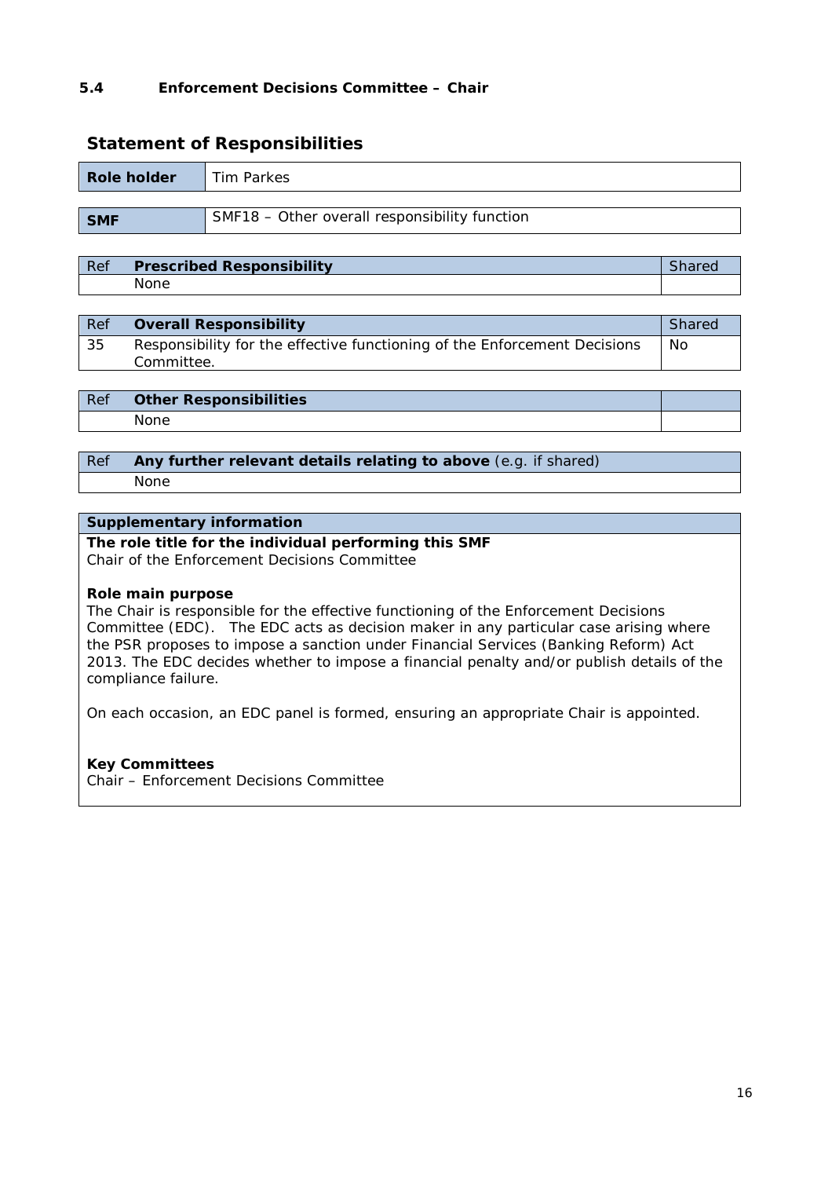### 5.4 Enforcement Decisions Committee – Chair

## Statement of Responsibilities

| **Role holder** | Tim Parkes |
|---|---|

| **SMF** | SMF18 – Other overall responsibility function |
|---|---|

| Ref | **Prescribed Responsibility** | Shared |
|---|---|---|
| | None | |

| Ref | **Overall Responsibility** | Shared |
|---|---|---|
| 35 | Responsibility for the effective functioning of the Enforcement Decisions Committee. | No |

| Ref | **Other Responsibilities** | |
|---|---|---|
| | None | |

| Ref | **Any further relevant details relating to above** (e.g. if shared) |
|---|---|
| | None |

**Supplementary information**

**The role title for the individual performing this SMF**
Chair of the Enforcement Decisions Committee

**Role main purpose**
The Chair is responsible for the effective functioning of the Enforcement Decisions Committee (EDC). The EDC acts as decision maker in any particular case arising where the PSR proposes to impose a sanction under Financial Services (Banking Reform) Act 2013. The EDC decides whether to impose a financial penalty and/or publish details of the compliance failure.

On each occasion, an EDC panel is formed, ensuring an appropriate Chair is appointed.

**Key Committees**
Chair – Enforcement Decisions Committee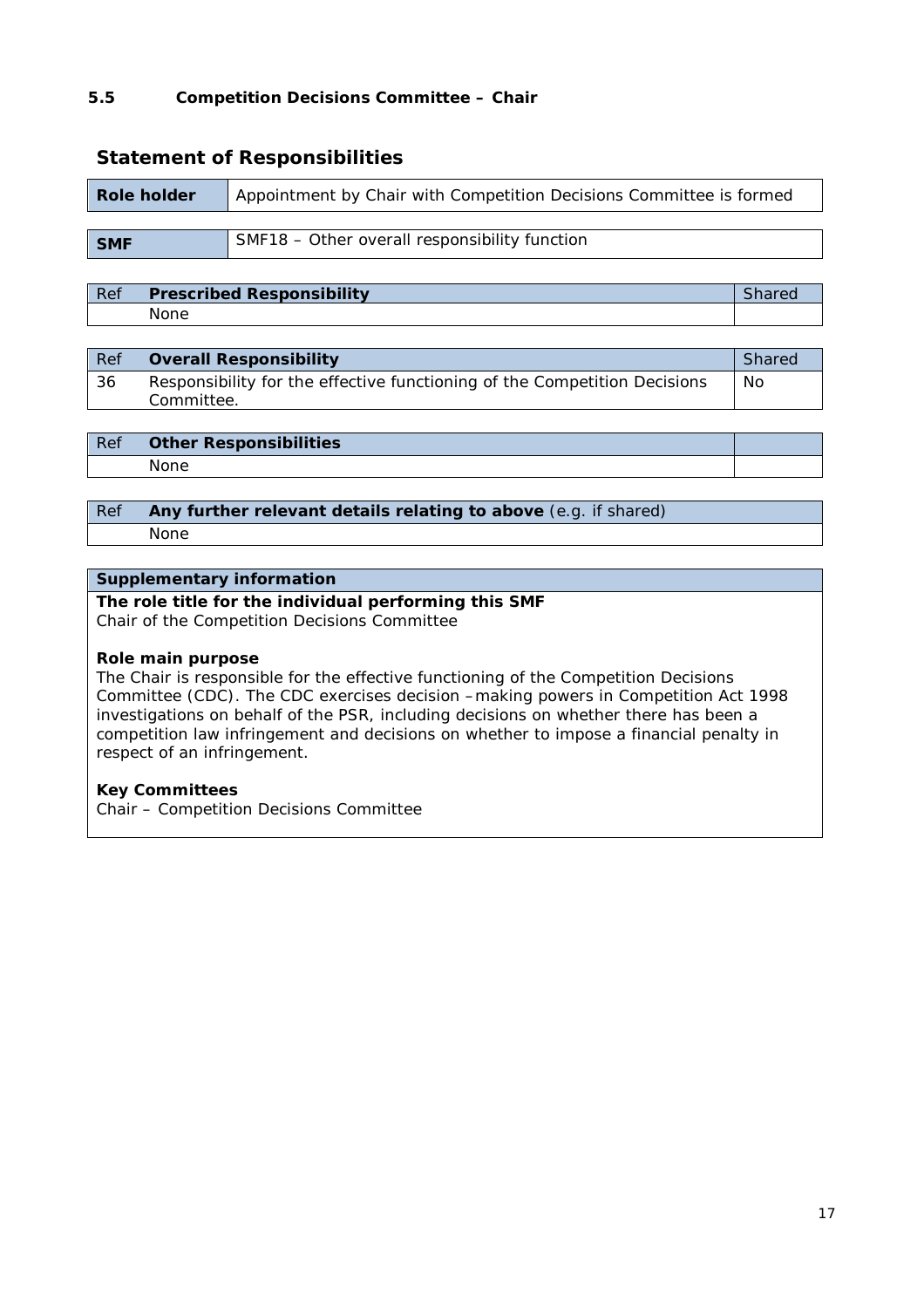### 5.5 Competition Decisions Committee – Chair

## Statement of Responsibilities

| | |
|---|---|
| **Role holder** | Appointment by Chair with Competition Decisions Committee is formed |

| | |
|---|---|
| **SMF** | SMF18 – Other overall responsibility function |

| Ref | **Prescribed Responsibility** | Shared |
|---|---|---|
| | None | |

| Ref | **Overall Responsibility** | Shared |
|---|---|---|
| 36 | Responsibility for the effective functioning of the Competition Decisions Committee. | No |

| Ref | **Other Responsibilities** | |
|---|---|---|
| | None | |

| Ref | **Any further relevant details relating to above** (e.g. if shared) |
|---|---|
| | None |

| **Supplementary information** |
|---|
| **The role title for the individual performing this SMF**<br>Chair of the Competition Decisions Committee<br><br>**Role main purpose**<br>The Chair is responsible for the effective functioning of the Competition Decisions Committee (CDC). The CDC exercises decision –making powers in Competition Act 1998 investigations on behalf of the PSR, including decisions on whether there has been a competition law infringement and decisions on whether to impose a financial penalty in respect of an infringement.<br><br>**Key Committees**<br>Chair – Competition Decisions Committee |